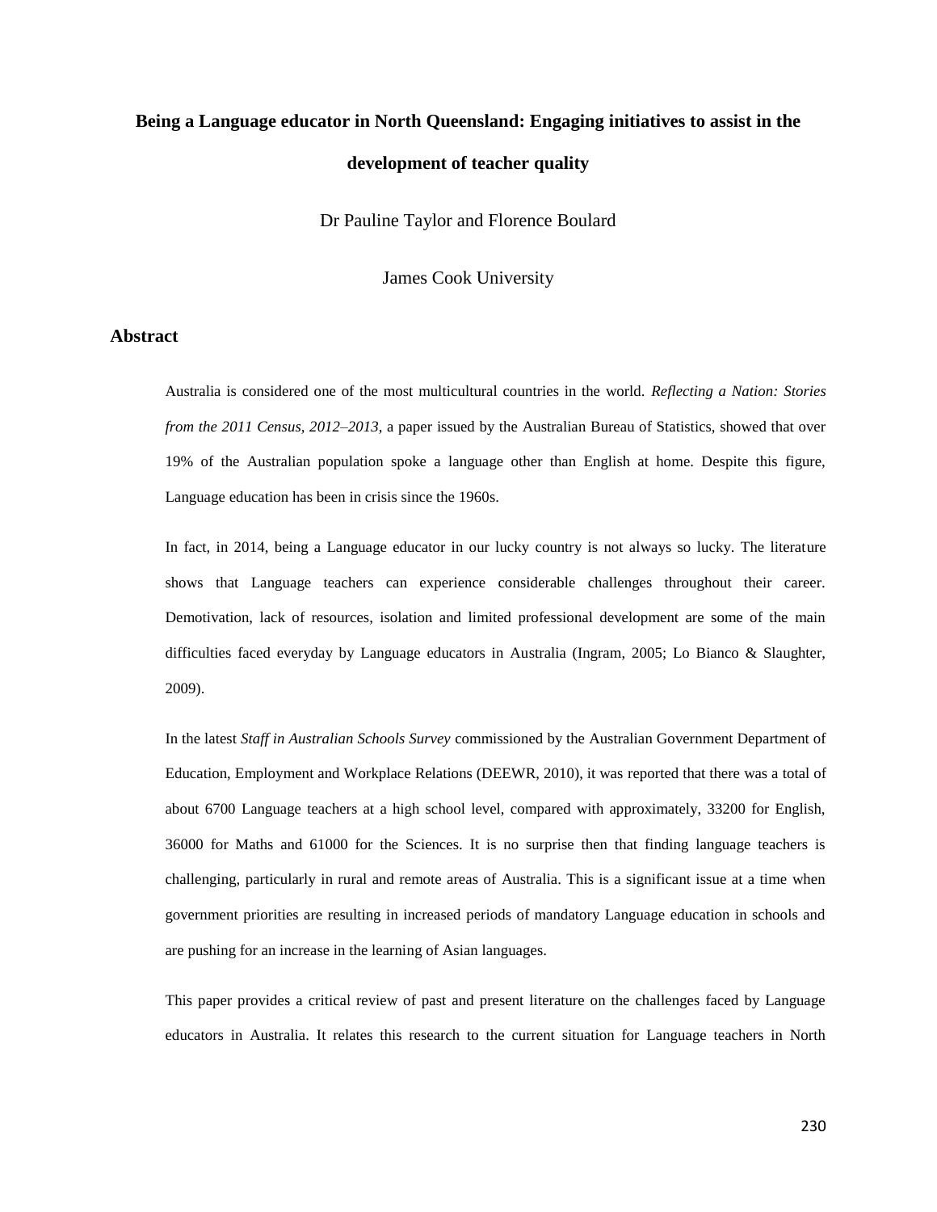# Being a Language educator in North Queensland: Engaging initiatives to assist in the development of teacher quality

Dr Pauline Taylor and Florence Boulard

James Cook University

## Abstract

Australia is considered one of the most multicultural countries in the world. *Reflecting a Nation: Stories from the 2011 Census, 2012–2013*, a paper issued by the Australian Bureau of Statistics, showed that over 19% of the Australian population spoke a language other than English at home. Despite this figure, Language education has been in crisis since the 1960s.

In fact, in 2014, being a Language educator in our lucky country is not always so lucky. The literature shows that Language teachers can experience considerable challenges throughout their career. Demotivation, lack of resources, isolation and limited professional development are some of the main difficulties faced everyday by Language educators in Australia (Ingram, 2005; Lo Bianco & Slaughter, 2009).

In the latest *Staff in Australian Schools Survey* commissioned by the Australian Government Department of Education, Employment and Workplace Relations (DEEWR, 2010), it was reported that there was a total of about 6700 Language teachers at a high school level, compared with approximately, 33200 for English, 36000 for Maths and 61000 for the Sciences. It is no surprise then that finding language teachers is challenging, particularly in rural and remote areas of Australia. This is a significant issue at a time when government priorities are resulting in increased periods of mandatory Language education in schools and are pushing for an increase in the learning of Asian languages.

This paper provides a critical review of past and present literature on the challenges faced by Language educators in Australia. It relates this research to the current situation for Language teachers in North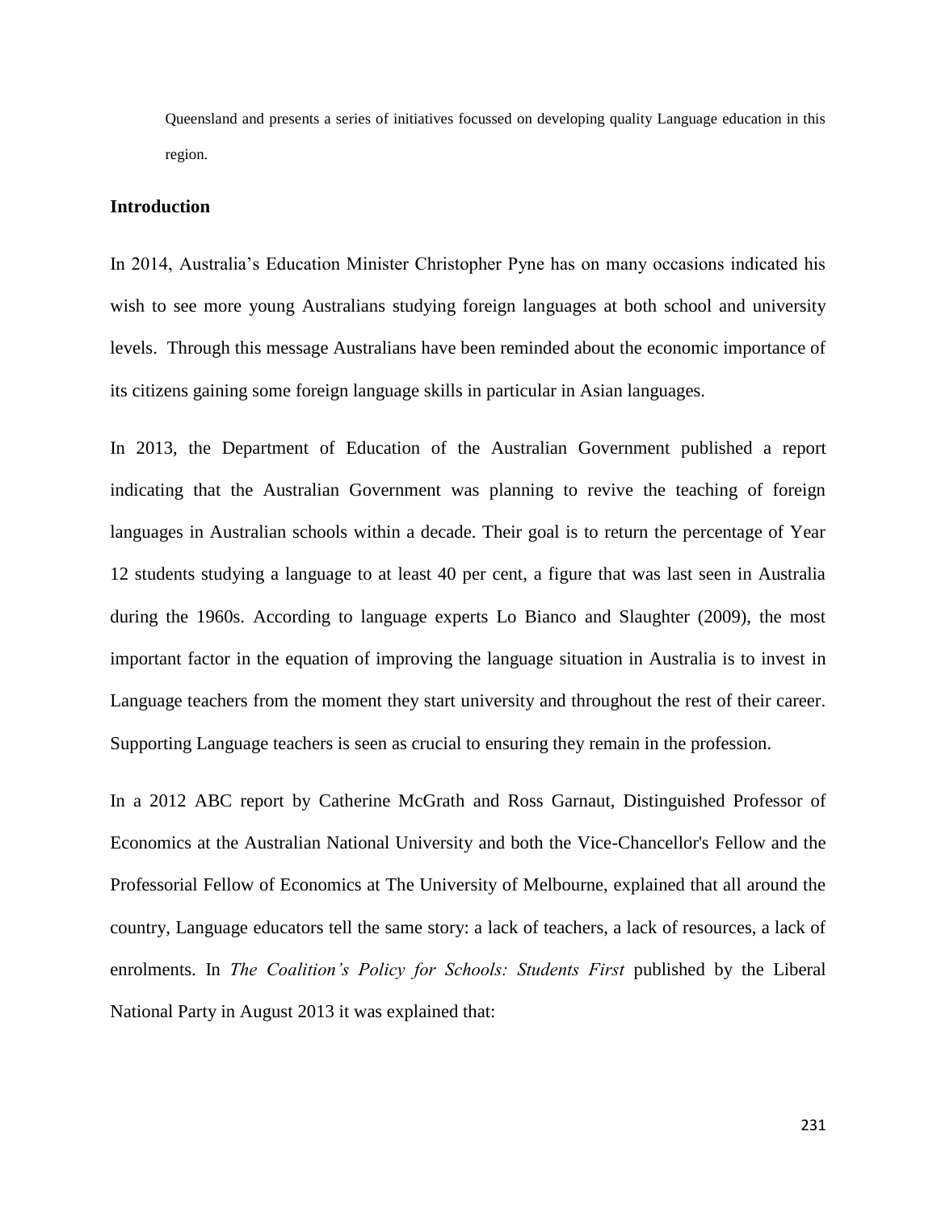Queensland and presents a series of initiatives focussed on developing quality Language education in this region.

## Introduction

In 2014, Australia's Education Minister Christopher Pyne has on many occasions indicated his wish to see more young Australians studying foreign languages at both school and university levels. Through this message Australians have been reminded about the economic importance of its citizens gaining some foreign language skills in particular in Asian languages.

In 2013, the Department of Education of the Australian Government published a report indicating that the Australian Government was planning to revive the teaching of foreign languages in Australian schools within a decade. Their goal is to return the percentage of Year 12 students studying a language to at least 40 per cent, a figure that was last seen in Australia during the 1960s. According to language experts Lo Bianco and Slaughter (2009), the most important factor in the equation of improving the language situation in Australia is to invest in Language teachers from the moment they start university and throughout the rest of their career. Supporting Language teachers is seen as crucial to ensuring they remain in the profession.

In a 2012 ABC report by Catherine McGrath and Ross Garnaut, Distinguished Professor of Economics at the Australian National University and both the Vice-Chancellor's Fellow and the Professorial Fellow of Economics at The University of Melbourne, explained that all around the country, Language educators tell the same story: a lack of teachers, a lack of resources, a lack of enrolments. In *The Coalition's Policy for Schools: Students First* published by the Liberal National Party in August 2013 it was explained that: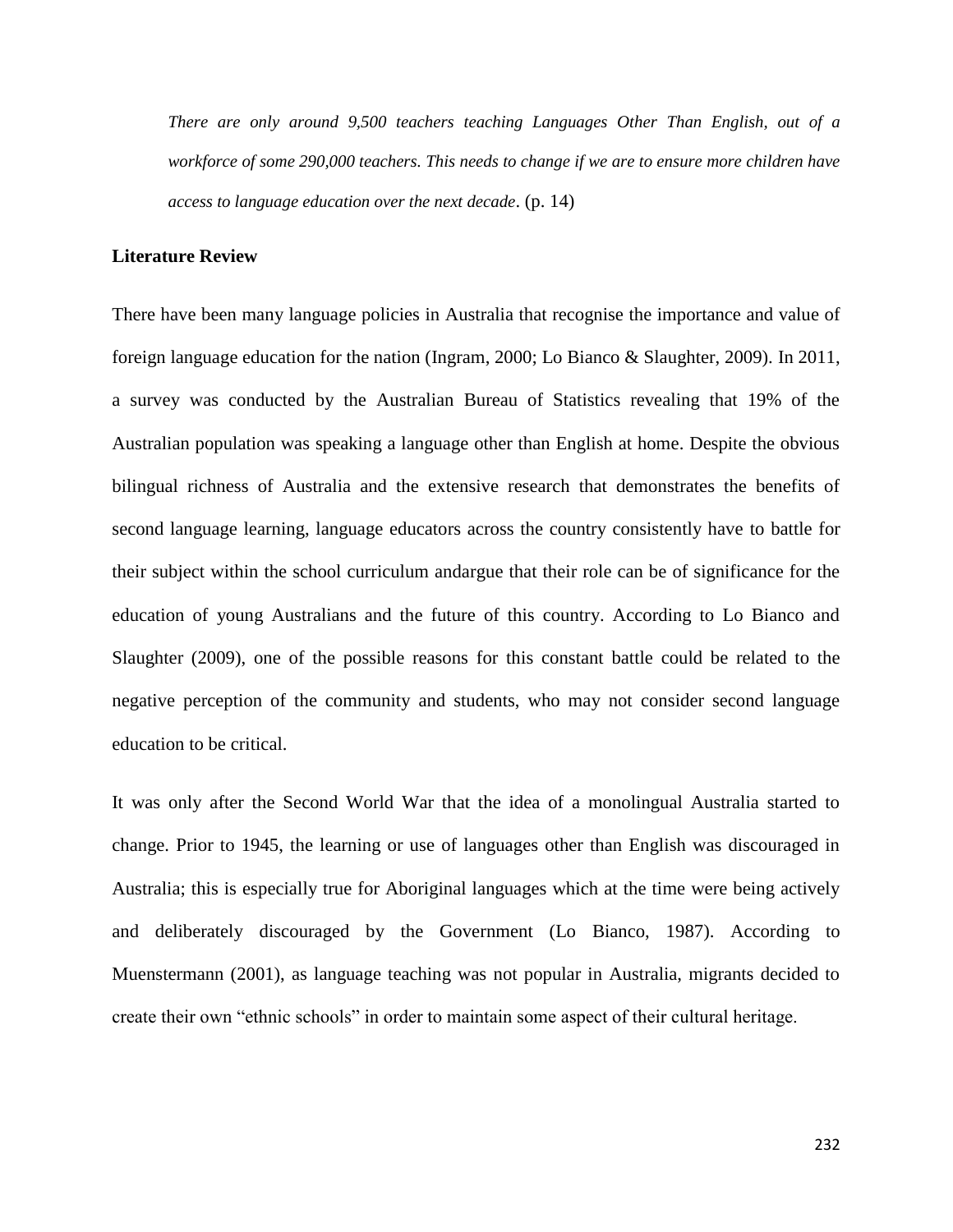*There are only around 9,500 teachers teaching Languages Other Than English, out of a workforce of some 290,000 teachers. This needs to change if we are to ensure more children have access to language education over the next decade*. (p. 14)

**Literature Review**

There have been many language policies in Australia that recognise the importance and value of foreign language education for the nation (Ingram, 2000; Lo Bianco & Slaughter, 2009). In 2011, a survey was conducted by the Australian Bureau of Statistics revealing that 19% of the Australian population was speaking a language other than English at home. Despite the obvious bilingual richness of Australia and the extensive research that demonstrates the benefits of second language learning, language educators across the country consistently have to battle for their subject within the school curriculum andargue that their role can be of significance for the education of young Australians and the future of this country. According to Lo Bianco and Slaughter (2009), one of the possible reasons for this constant battle could be related to the negative perception of the community and students, who may not consider second language education to be critical.

It was only after the Second World War that the idea of a monolingual Australia started to change. Prior to 1945, the learning or use of languages other than English was discouraged in Australia; this is especially true for Aboriginal languages which at the time were being actively and deliberately discouraged by the Government (Lo Bianco, 1987). According to Muenstermann (2001), as language teaching was not popular in Australia, migrants decided to create their own "ethnic schools" in order to maintain some aspect of their cultural heritage.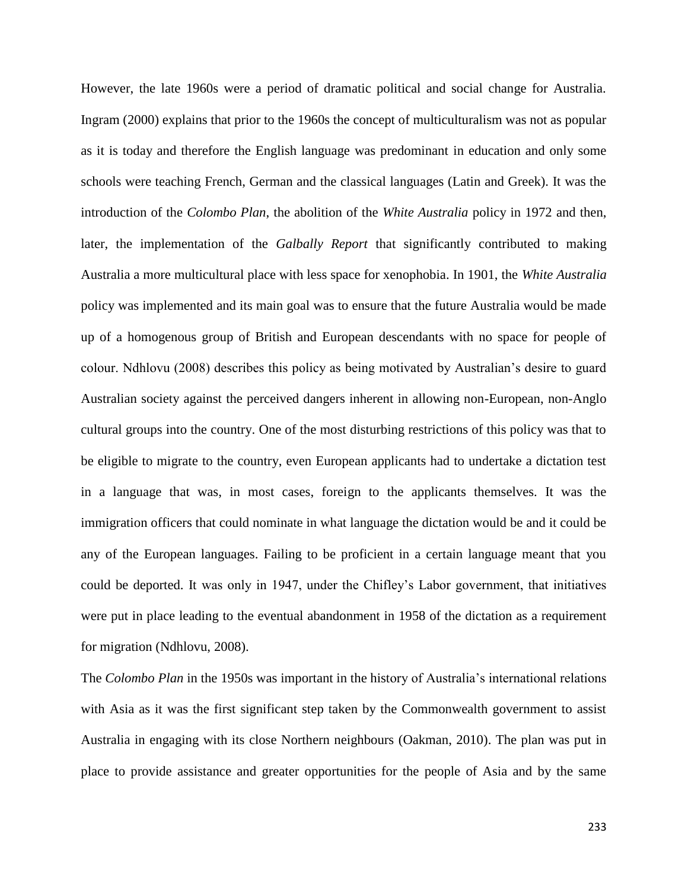However, the late 1960s were a period of dramatic political and social change for Australia. Ingram (2000) explains that prior to the 1960s the concept of multiculturalism was not as popular as it is today and therefore the English language was predominant in education and only some schools were teaching French, German and the classical languages (Latin and Greek). It was the introduction of the *Colombo Plan*, the abolition of the *White Australia* policy in 1972 and then, later, the implementation of the *Galbally Report* that significantly contributed to making Australia a more multicultural place with less space for xenophobia. In 1901, the *White Australia* policy was implemented and its main goal was to ensure that the future Australia would be made up of a homogenous group of British and European descendants with no space for people of colour. Ndhlovu (2008) describes this policy as being motivated by Australian's desire to guard Australian society against the perceived dangers inherent in allowing non-European, non-Anglo cultural groups into the country. One of the most disturbing restrictions of this policy was that to be eligible to migrate to the country, even European applicants had to undertake a dictation test in a language that was, in most cases, foreign to the applicants themselves. It was the immigration officers that could nominate in what language the dictation would be and it could be any of the European languages. Failing to be proficient in a certain language meant that you could be deported. It was only in 1947, under the Chifley's Labor government, that initiatives were put in place leading to the eventual abandonment in 1958 of the dictation as a requirement for migration (Ndhlovu, 2008).

The *Colombo Plan* in the 1950s was important in the history of Australia's international relations with Asia as it was the first significant step taken by the Commonwealth government to assist Australia in engaging with its close Northern neighbours (Oakman, 2010). The plan was put in place to provide assistance and greater opportunities for the people of Asia and by the same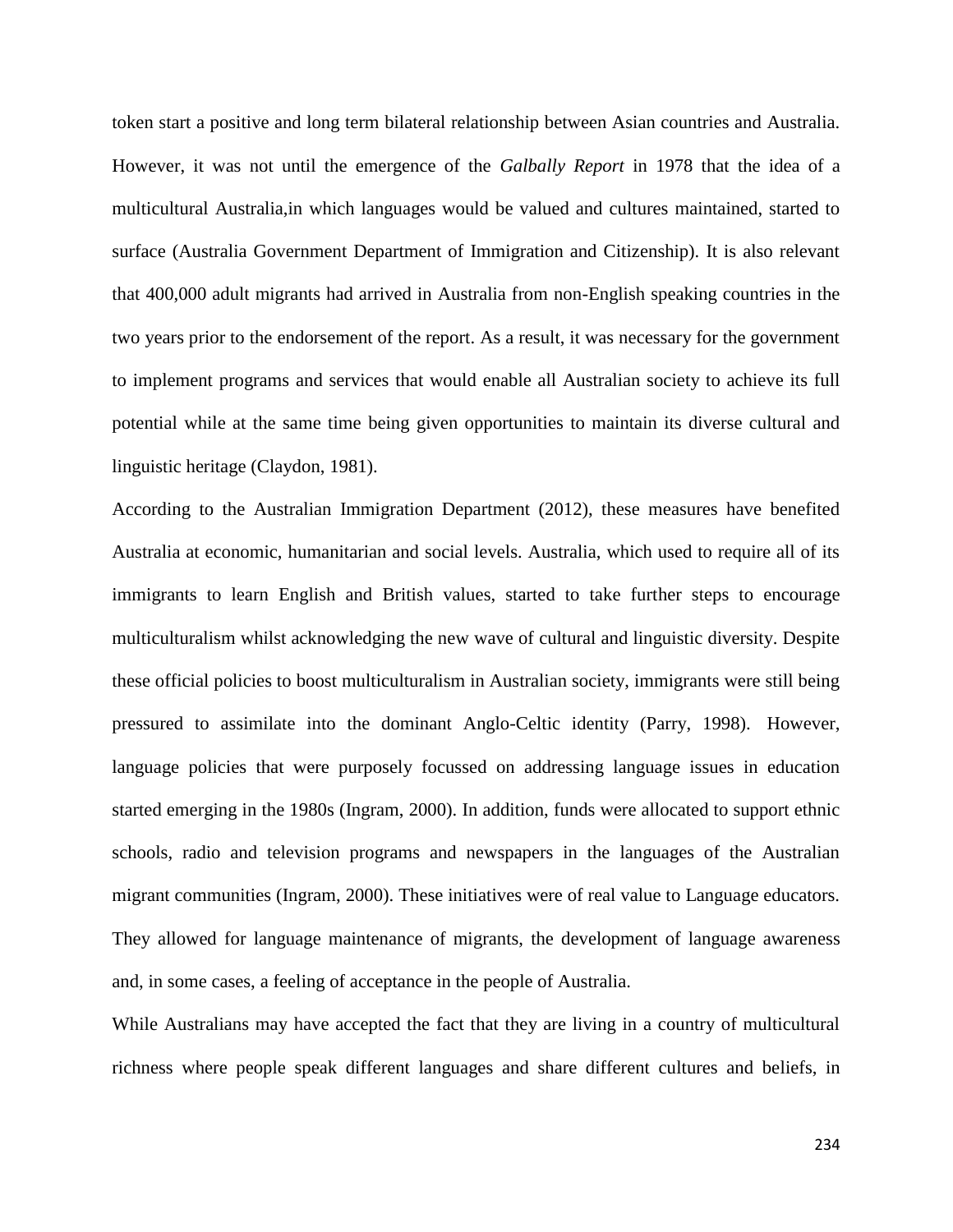token start a positive and long term bilateral relationship between Asian countries and Australia. However, it was not until the emergence of the *Galbally Report* in 1978 that the idea of a multicultural Australia,in which languages would be valued and cultures maintained, started to surface (Australia Government Department of Immigration and Citizenship). It is also relevant that 400,000 adult migrants had arrived in Australia from non-English speaking countries in the two years prior to the endorsement of the report. As a result, it was necessary for the government to implement programs and services that would enable all Australian society to achieve its full potential while at the same time being given opportunities to maintain its diverse cultural and linguistic heritage (Claydon, 1981).

According to the Australian Immigration Department (2012), these measures have benefited Australia at economic, humanitarian and social levels. Australia, which used to require all of its immigrants to learn English and British values, started to take further steps to encourage multiculturalism whilst acknowledging the new wave of cultural and linguistic diversity. Despite these official policies to boost multiculturalism in Australian society, immigrants were still being pressured to assimilate into the dominant Anglo-Celtic identity (Parry, 1998). However, language policies that were purposely focussed on addressing language issues in education started emerging in the 1980s (Ingram, 2000). In addition, funds were allocated to support ethnic schools, radio and television programs and newspapers in the languages of the Australian migrant communities (Ingram, 2000). These initiatives were of real value to Language educators. They allowed for language maintenance of migrants, the development of language awareness and, in some cases, a feeling of acceptance in the people of Australia.

While Australians may have accepted the fact that they are living in a country of multicultural richness where people speak different languages and share different cultures and beliefs, in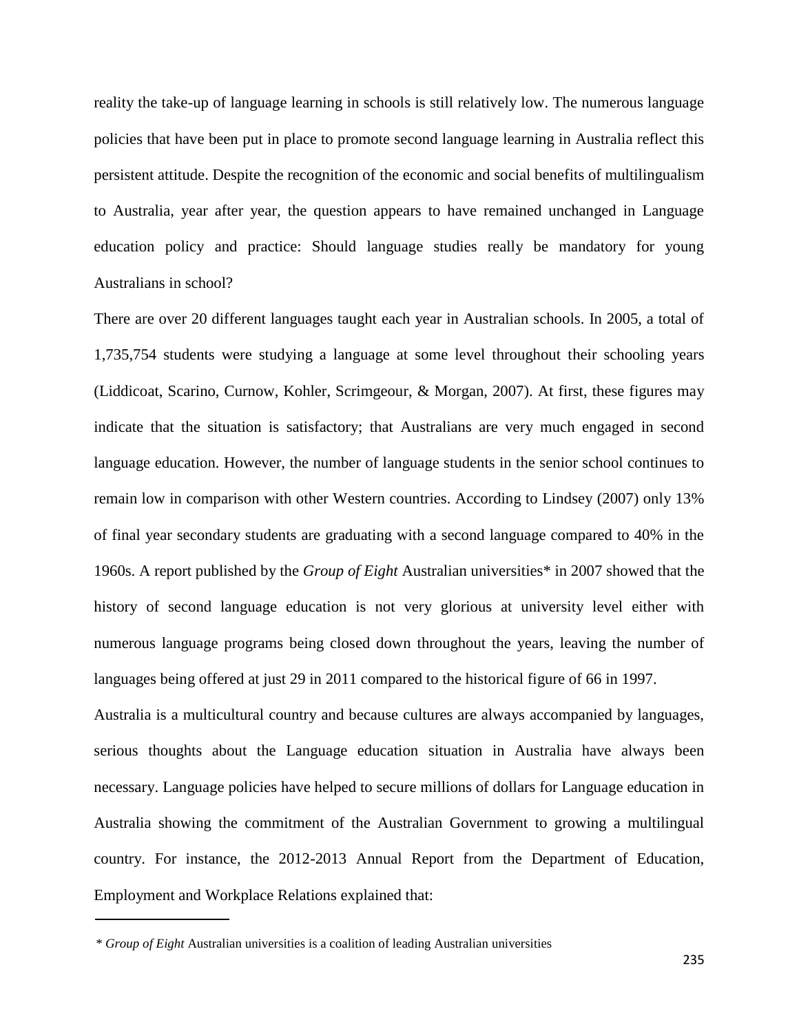reality the take-up of language learning in schools is still relatively low. The numerous language policies that have been put in place to promote second language learning in Australia reflect this persistent attitude. Despite the recognition of the economic and social benefits of multilingualism to Australia, year after year, the question appears to have remained unchanged in Language education policy and practice: Should language studies really be mandatory for young Australians in school?

There are over 20 different languages taught each year in Australian schools. In 2005, a total of 1,735,754 students were studying a language at some level throughout their schooling years (Liddicoat, Scarino, Curnow, Kohler, Scrimgeour, & Morgan, 2007). At first, these figures may indicate that the situation is satisfactory; that Australians are very much engaged in second language education. However, the number of language students in the senior school continues to remain low in comparison with other Western countries. According to Lindsey (2007) only 13% of final year secondary students are graduating with a second language compared to 40% in the 1960s. A report published by the *Group of Eight* Australian universities* in 2007 showed that the history of second language education is not very glorious at university level either with numerous language programs being closed down throughout the years, leaving the number of languages being offered at just 29 in 2011 compared to the historical figure of 66 in 1997.

Australia is a multicultural country and because cultures are always accompanied by languages, serious thoughts about the Language education situation in Australia have always been necessary. Language policies have helped to secure millions of dollars for Language education in Australia showing the commitment of the Australian Government to growing a multilingual country. For instance, the 2012-2013 Annual Report from the Department of Education, Employment and Workplace Relations explained that:

---

\* *Group of Eight* Australian universities is a coalition of leading Australian universities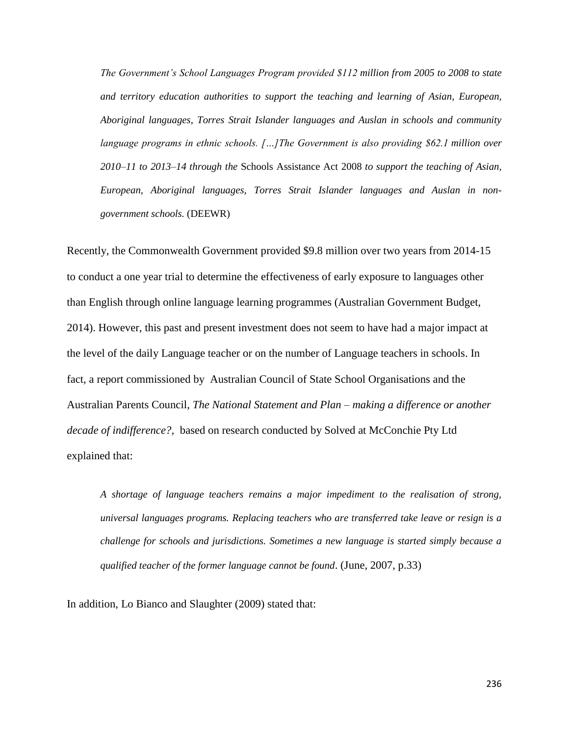> *The Government's School Languages Program provided $112 million from 2005 to 2008 to state and territory education authorities to support the teaching and learning of Asian, European, Aboriginal languages, Torres Strait Islander languages and Auslan in schools and community language programs in ethnic schools. […]The Government is also providing $62.1 million over 2010–11 to 2013–14 through the* Schools Assistance Act 2008 *to support the teaching of Asian, European, Aboriginal languages, Torres Strait Islander languages and Auslan in non-government schools.* (DEEWR)

Recently, the Commonwealth Government provided $9.8 million over two years from 2014-15 to conduct a one year trial to determine the effectiveness of early exposure to languages other than English through online language learning programmes (Australian Government Budget, 2014). However, this past and present investment does not seem to have had a major impact at the level of the daily Language teacher or on the number of Language teachers in schools. In fact, a report commissioned by Australian Council of State School Organisations and the Australian Parents Council, *The National Statement and Plan – making a difference or another decade of indifference?*, based on research conducted by Solved at McConchie Pty Ltd explained that:

> *A shortage of language teachers remains a major impediment to the realisation of strong, universal languages programs. Replacing teachers who are transferred take leave or resign is a challenge for schools and jurisdictions. Sometimes a new language is started simply because a qualified teacher of the former language cannot be found*. (June, 2007, p.33)

In addition, Lo Bianco and Slaughter (2009) stated that: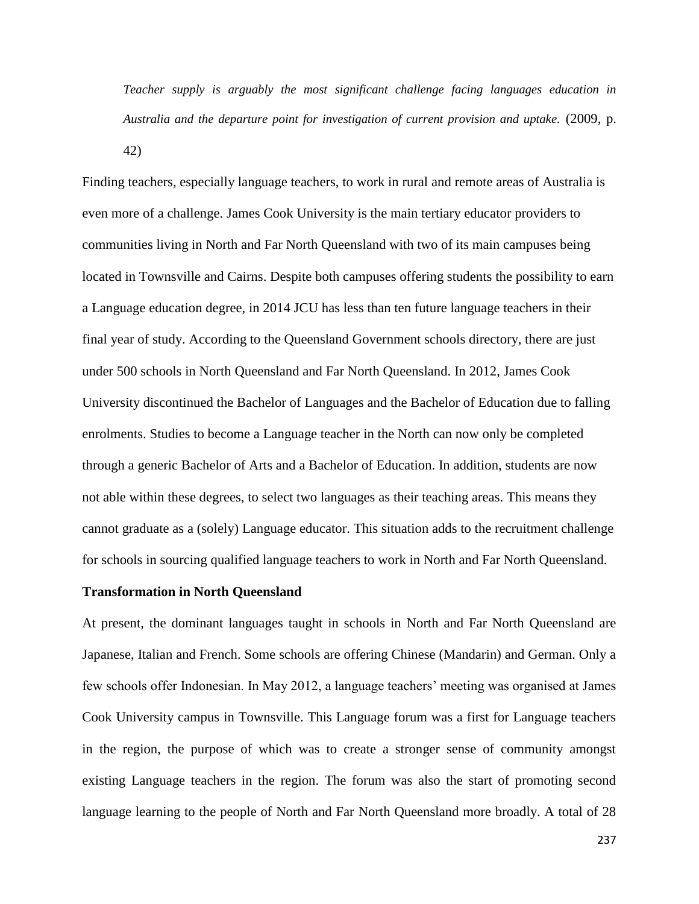> *Teacher supply is arguably the most significant challenge facing languages education in Australia and the departure point for investigation of current provision and uptake.* (2009, p. 42)

Finding teachers, especially language teachers, to work in rural and remote areas of Australia is even more of a challenge. James Cook University is the main tertiary educator providers to communities living in North and Far North Queensland with two of its main campuses being located in Townsville and Cairns. Despite both campuses offering students the possibility to earn a Language education degree, in 2014 JCU has less than ten future language teachers in their final year of study. According to the Queensland Government schools directory, there are just under 500 schools in North Queensland and Far North Queensland. In 2012, James Cook University discontinued the Bachelor of Languages and the Bachelor of Education due to falling enrolments. Studies to become a Language teacher in the North can now only be completed through a generic Bachelor of Arts and a Bachelor of Education. In addition, students are now not able within these degrees, to select two languages as their teaching areas. This means they cannot graduate as a (solely) Language educator. This situation adds to the recruitment challenge for schools in sourcing qualified language teachers to work in North and Far North Queensland.

**Transformation in North Queensland**

At present, the dominant languages taught in schools in North and Far North Queensland are Japanese, Italian and French. Some schools are offering Chinese (Mandarin) and German. Only a few schools offer Indonesian. In May 2012, a language teachers' meeting was organised at James Cook University campus in Townsville. This Language forum was a first for Language teachers in the region, the purpose of which was to create a stronger sense of community amongst existing Language teachers in the region. The forum was also the start of promoting second language learning to the people of North and Far North Queensland more broadly. A total of 28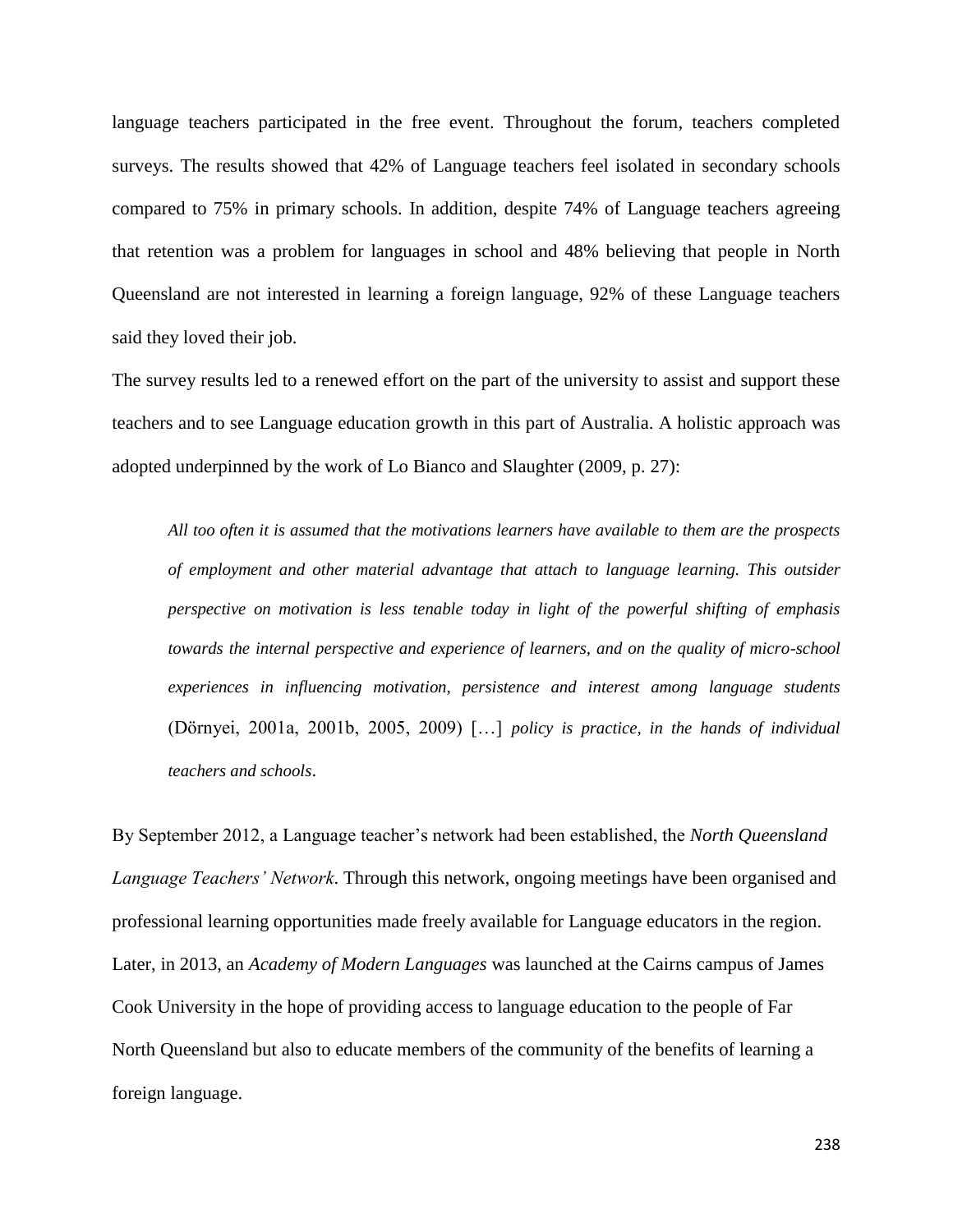language teachers participated in the free event. Throughout the forum, teachers completed surveys. The results showed that 42% of Language teachers feel isolated in secondary schools compared to 75% in primary schools. In addition, despite 74% of Language teachers agreeing that retention was a problem for languages in school and 48% believing that people in North Queensland are not interested in learning a foreign language, 92% of these Language teachers said they loved their job.

The survey results led to a renewed effort on the part of the university to assist and support these teachers and to see Language education growth in this part of Australia. A holistic approach was adopted underpinned by the work of Lo Bianco and Slaughter (2009, p. 27):

> *All too often it is assumed that the motivations learners have available to them are the prospects of employment and other material advantage that attach to language learning. This outsider perspective on motivation is less tenable today in light of the powerful shifting of emphasis towards the internal perspective and experience of learners, and on the quality of micro-school experiences in influencing motivation, persistence and interest among language students* (Dörnyei, 2001a, 2001b, 2005, 2009) […] *policy is practice, in the hands of individual teachers and schools*.

By September 2012, a Language teacher's network had been established, the *North Queensland Language Teachers' Network*. Through this network, ongoing meetings have been organised and professional learning opportunities made freely available for Language educators in the region. Later, in 2013, an *Academy of Modern Languages* was launched at the Cairns campus of James Cook University in the hope of providing access to language education to the people of Far North Queensland but also to educate members of the community of the benefits of learning a foreign language.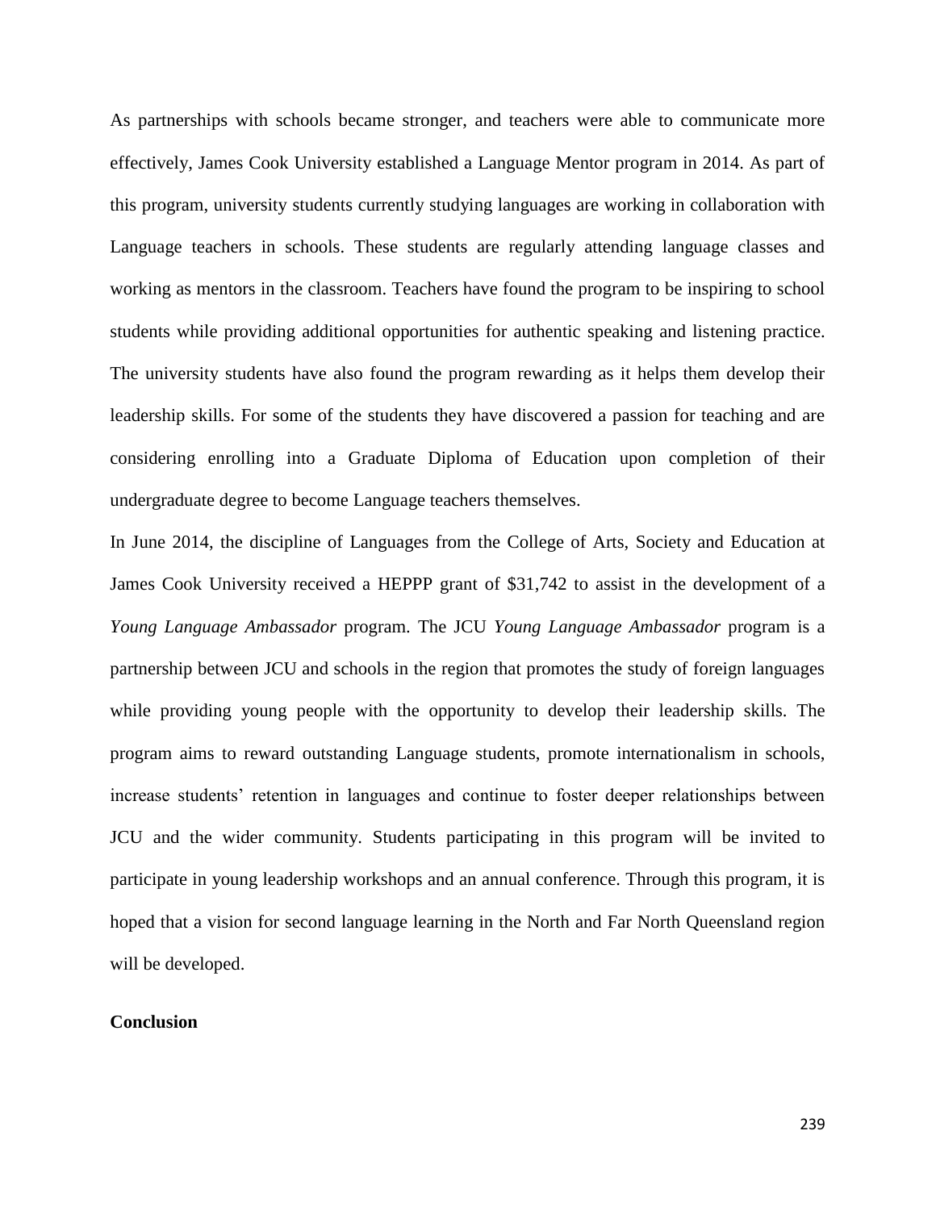As partnerships with schools became stronger, and teachers were able to communicate more effectively, James Cook University established a Language Mentor program in 2014. As part of this program, university students currently studying languages are working in collaboration with Language teachers in schools. These students are regularly attending language classes and working as mentors in the classroom. Teachers have found the program to be inspiring to school students while providing additional opportunities for authentic speaking and listening practice. The university students have also found the program rewarding as it helps them develop their leadership skills. For some of the students they have discovered a passion for teaching and are considering enrolling into a Graduate Diploma of Education upon completion of their undergraduate degree to become Language teachers themselves.

In June 2014, the discipline of Languages from the College of Arts, Society and Education at James Cook University received a HEPPP grant of $31,742 to assist in the development of a *Young Language Ambassador* program. The JCU *Young Language Ambassador* program is a partnership between JCU and schools in the region that promotes the study of foreign languages while providing young people with the opportunity to develop their leadership skills. The program aims to reward outstanding Language students, promote internationalism in schools, increase students' retention in languages and continue to foster deeper relationships between JCU and the wider community. Students participating in this program will be invited to participate in young leadership workshops and an annual conference. Through this program, it is hoped that a vision for second language learning in the North and Far North Queensland region will be developed.

**Conclusion**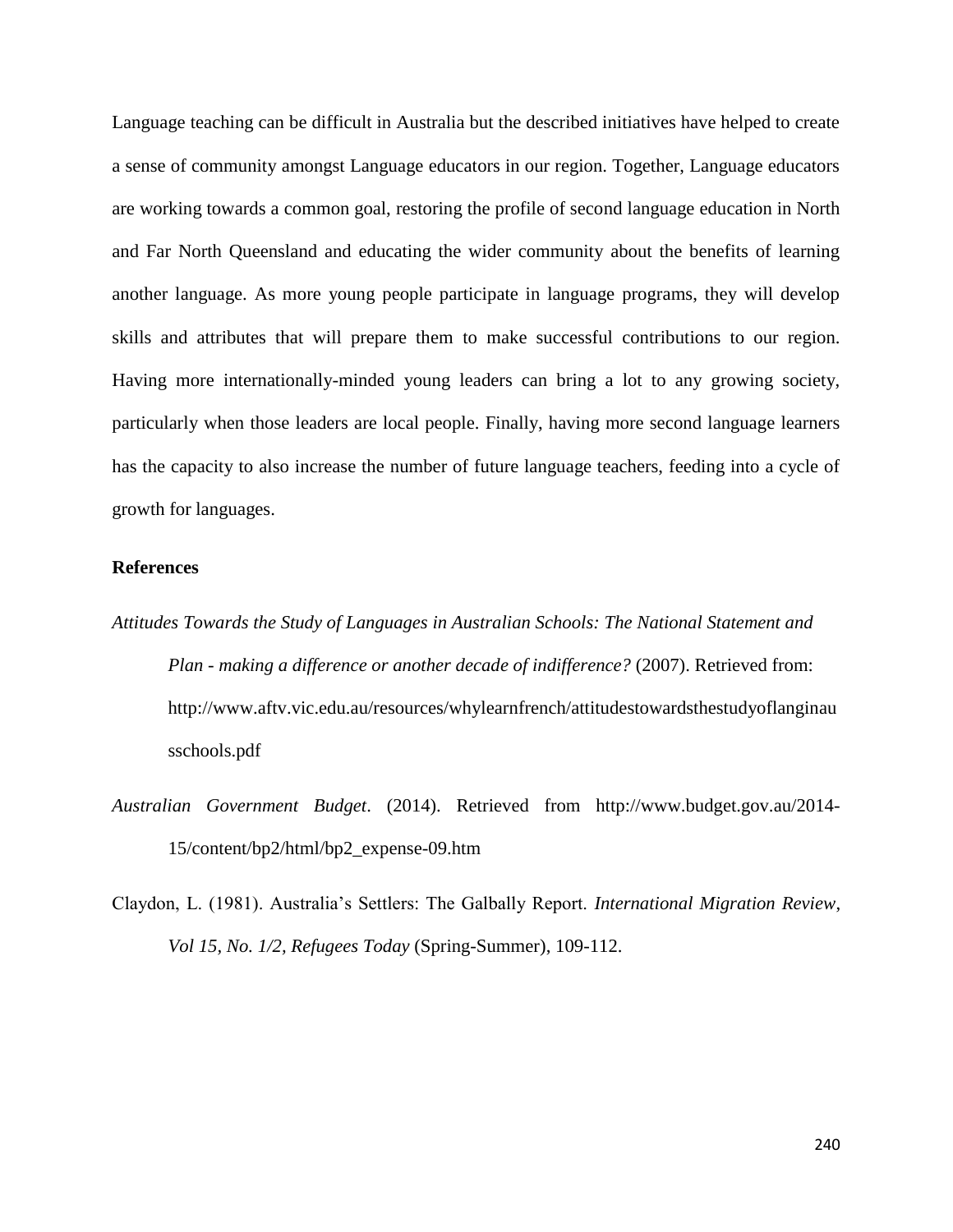Language teaching can be difficult in Australia but the described initiatives have helped to create a sense of community amongst Language educators in our region. Together, Language educators are working towards a common goal, restoring the profile of second language education in North and Far North Queensland and educating the wider community about the benefits of learning another language. As more young people participate in language programs, they will develop skills and attributes that will prepare them to make successful contributions to our region. Having more internationally-minded young leaders can bring a lot to any growing society, particularly when those leaders are local people. Finally, having more second language learners has the capacity to also increase the number of future language teachers, feeding into a cycle of growth for languages.

**References**

*Attitudes Towards the Study of Languages in Australian Schools: The National Statement and Plan - making a difference or another decade of indifference?* (2007). Retrieved from: http://www.aftv.vic.edu.au/resources/whylearnfrench/attitudestowardsthestudyoflanginausschools.pdf

*Australian Government Budget*. (2014). Retrieved from http://www.budget.gov.au/2014-15/content/bp2/html/bp2_expense-09.htm

Claydon, L. (1981). Australia's Settlers: The Galbally Report. *International Migration Review*, *Vol 15, No. 1/2, Refugees Today* (Spring-Summer), 109-112.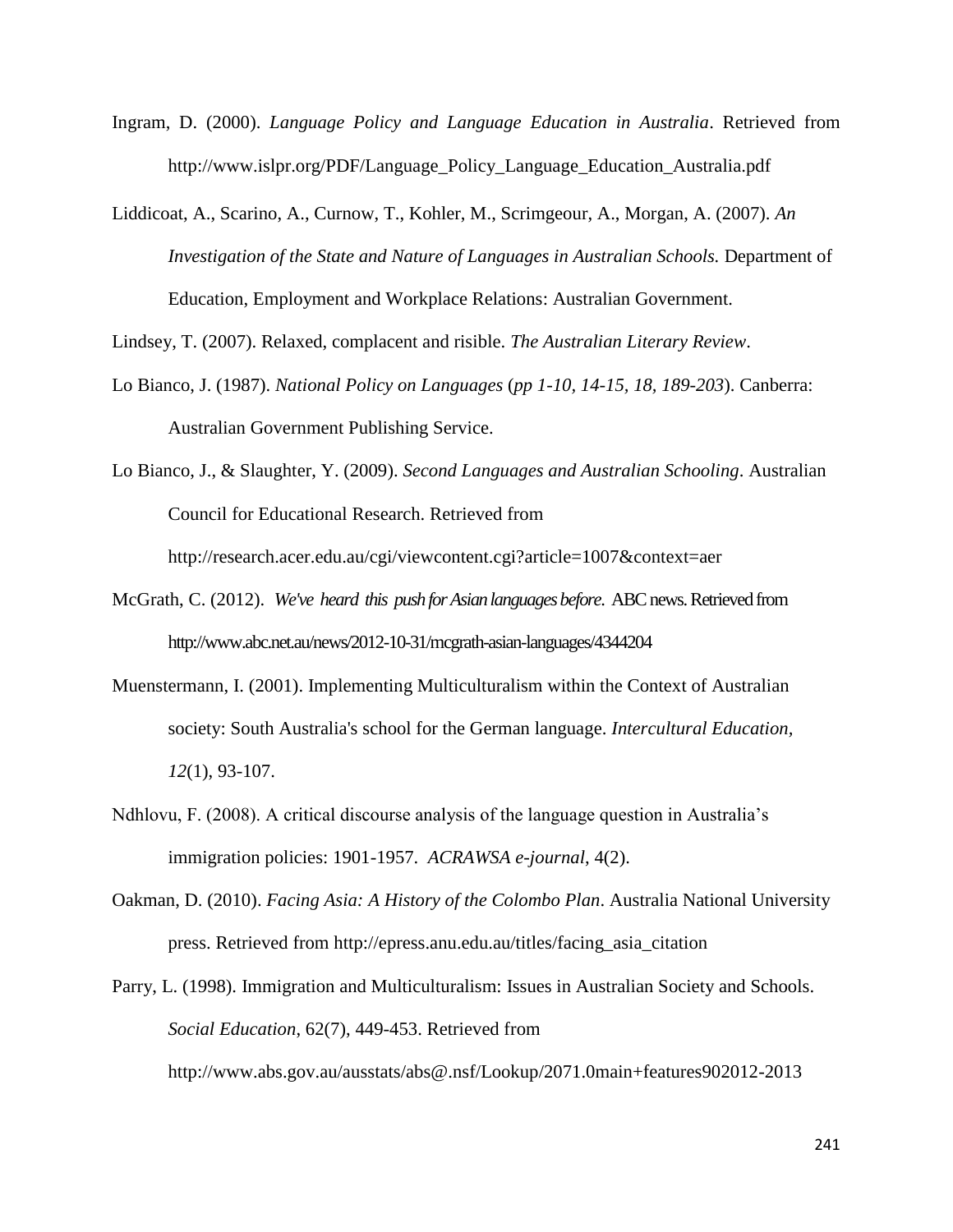Ingram, D. (2000). *Language Policy and Language Education in Australia*. Retrieved from http://www.islpr.org/PDF/Language_Policy_Language_Education_Australia.pdf

Liddicoat, A., Scarino, A., Curnow, T., Kohler, M., Scrimgeour, A., Morgan, A. (2007). *An Investigation of the State and Nature of Languages in Australian Schools.* Department of Education, Employment and Workplace Relations: Australian Government.

Lindsey, T. (2007). Relaxed, complacent and risible. *The Australian Literary Review*.

Lo Bianco, J. (1987). *National Policy on Languages* (*pp 1-10, 14-15, 18, 189-203*). Canberra: Australian Government Publishing Service.

Lo Bianco, J., & Slaughter, Y. (2009). *Second Languages and Australian Schooling*. Australian Council for Educational Research. Retrieved from http://research.acer.edu.au/cgi/viewcontent.cgi?article=1007&context=aer

McGrath, C. (2012). *We've heard this push for Asian languages before.* ABC news. Retrieved from http://www.abc.net.au/news/2012-10-31/mcgrath-asian-languages/4344204

Muenstermann, I. (2001). Implementing Multiculturalism within the Context of Australian society: South Australia's school for the German language. *Intercultural Education, 12*(1), 93-107.

Ndhlovu, F. (2008). A critical discourse analysis of the language question in Australia's immigration policies: 1901-1957. *ACRAWSA e-journal*, 4(2).

Oakman, D. (2010). *Facing Asia: A History of the Colombo Plan*. Australia National University press. Retrieved from http://epress.anu.edu.au/titles/facing_asia_citation

Parry, L. (1998). Immigration and Multiculturalism: Issues in Australian Society and Schools. *Social Education*, 62(7), 449-453. Retrieved from http://www.abs.gov.au/ausstats/abs@.nsf/Lookup/2071.0main+features902012-2013